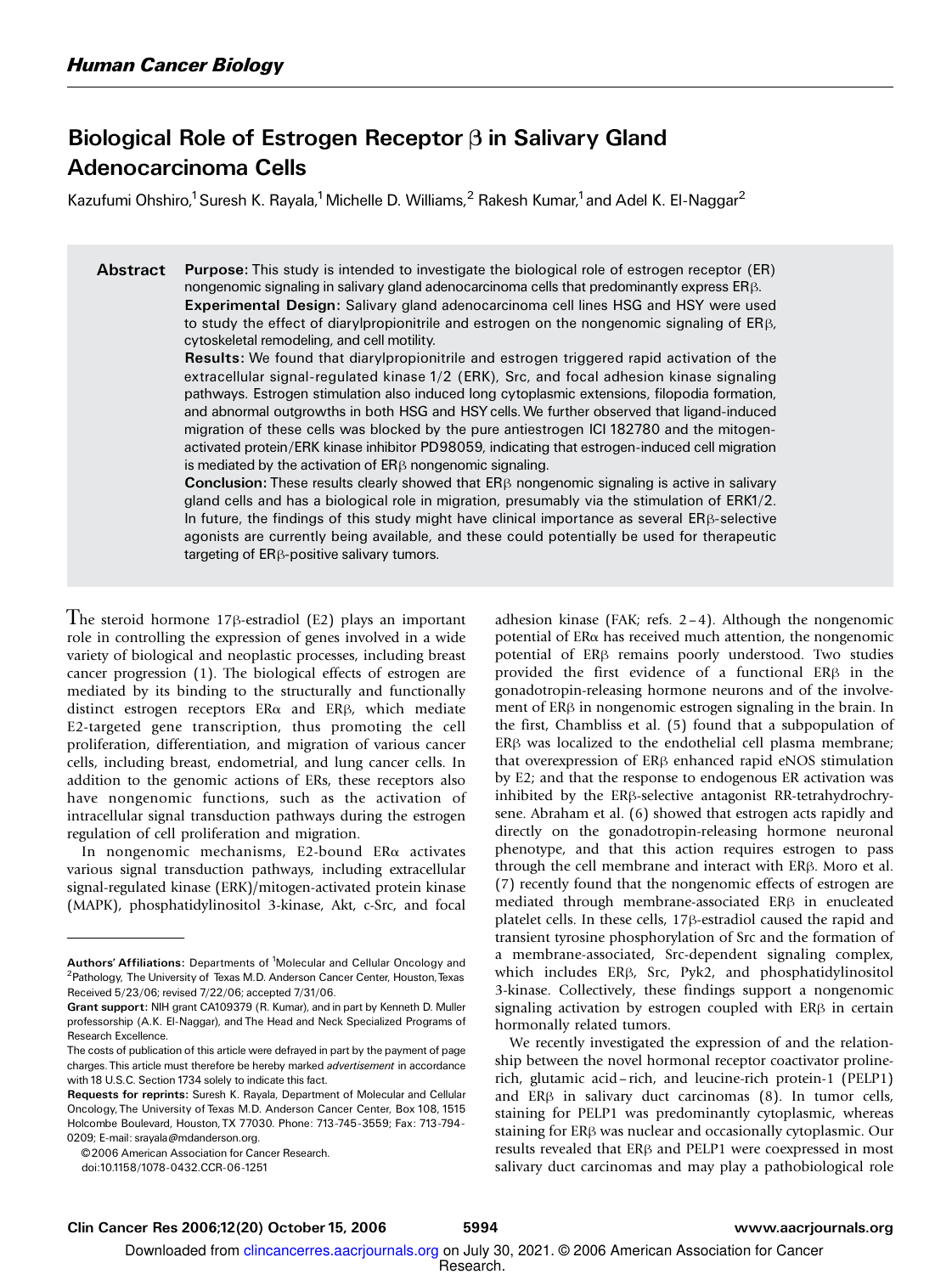# Biological Role of Estrogen Receptor β in Salivary Gland Adenocarcinoma Cells

Kazufumi Ohshiro,[1] Suresh K. Rayala,[1] Michelle D. Williams,[2] Rakesh Kumar,[1] and Adel K. El-Naggar[2]

## Abstract

**Purpose:** This study is intended to investigate the biological role of estrogen receptor (ER) nongenomic signaling in salivary gland adenocarcinoma cells that predominantly express ERβ.

**Experimental Design:** Salivary gland adenocarcinoma cell lines HSG and HSY were used to study the effect of diarylpropionitrile and estrogen on the nongenomic signaling of ERβ, cytoskeletal remodeling, and cell motility.

**Results:** We found that diarylpropionitrile and estrogen triggered rapid activation of the extracellular signal-regulated kinase 1/2 (ERK), Src, and focal adhesion kinase signaling pathways. Estrogen stimulation also induced long cytoplasmic extensions, filopodia formation, and abnormal outgrowths in both HSG and HSY cells. We further observed that ligand-induced migration of these cells was blocked by the pure antiestrogen ICI 182780 and the mitogen-activated protein/ERK kinase inhibitor PD98059, indicating that estrogen-induced cell migration is mediated by the activation of ERβ nongenomic signaling.

**Conclusion:** These results clearly showed that ERβ nongenomic signaling is active in salivary gland cells and has a biological role in migration, presumably via the stimulation of ERK1/2. In future, the findings of this study might have clinical importance as several ERβ-selective agonists are currently being available, and these could potentially be used for therapeutic targeting of ERβ-positive salivary tumors.

The steroid hormone 17β-estradiol (E2) plays an important role in controlling the expression of genes involved in a wide variety of biological and neoplastic processes, including breast cancer progression (1). The biological effects of estrogen are mediated by its binding to the structurally and functionally distinct estrogen receptors ERα and ERβ, which mediate E2-targeted gene transcription, thus promoting the cell proliferation, differentiation, and migration of various cancer cells, including breast, endometrial, and lung cancer cells. In addition to the genomic actions of ERs, these receptors also have nongenomic functions, such as the activation of intracellular signal transduction pathways during the estrogen regulation of cell proliferation and migration.

In nongenomic mechanisms, E2-bound ERα activates various signal transduction pathways, including extracellular signal-regulated kinase (ERK)/mitogen-activated protein kinase (MAPK), phosphatidylinositol 3-kinase, Akt, c-Src, and focal adhesion kinase (FAK; refs. 2–4). Although the nongenomic potential of ERα has received much attention, the nongenomic potential of ERβ remains poorly understood. Two studies provided the first evidence of a functional ERβ in the gonadotropin-releasing hormone neurons and of the involvement of ERβ in nongenomic estrogen signaling in the brain. In the first, Chambliss et al. (5) found that a subpopulation of ERβ was localized to the endothelial cell plasma membrane; that overexpression of ERβ enhanced rapid eNOS stimulation by E2; and that the response to endogenous ER activation was inhibited by the ERβ-selective antagonist RR-tetrahydrochrysene. Abraham et al. (6) showed that estrogen acts rapidly and directly on the gonadotropin-releasing hormone neuronal phenotype, and that this action requires estrogen to pass through the cell membrane and interact with ERβ. Moro et al. (7) recently found that the nongenomic effects of estrogen are mediated through membrane-associated ERβ in enucleated platelet cells. In these cells, 17β-estradiol caused the rapid and transient tyrosine phosphorylation of Src and the formation of a membrane-associated, Src-dependent signaling complex, which includes ERβ, Src, Pyk2, and phosphatidylinositol 3-kinase. Collectively, these findings support a nongenomic signaling activation by estrogen coupled with ERβ in certain hormonally related tumors.

We recently investigated the expression of and the relationship between the novel hormonal receptor coactivator proline-rich, glutamic acid–rich, and leucine-rich protein-1 (PELP1) and ERβ in salivary duct carcinomas (8). In tumor cells, staining for PELP1 was predominantly cytoplasmic, whereas staining for ERβ was nuclear and occasionally cytoplasmic. Our results revealed that ERβ and PELP1 were coexpressed in most salivary duct carcinomas and may play a pathobiological role

---

**Authors' Affiliations:** Departments of [1]Molecular and Cellular Oncology and [2]Pathology, The University of Texas M.D. Anderson Cancer Center, Houston, Texas
Received 5/23/06; revised 7/22/06; accepted 7/31/06.

**Grant support:** NIH grant CA109379 (R. Kumar), and in part by Kenneth D. Muller professorship (A.K. El-Naggar), and The Head and Neck Specialized Programs of Research Excellence.

The costs of publication of this article were defrayed in part by the payment of page charges. This article must therefore be hereby marked *advertisement* in accordance with 18 U.S.C. Section 1734 solely to indicate this fact.

**Requests for reprints:** Suresh K. Rayala, Department of Molecular and Cellular Oncology, The University of Texas M.D. Anderson Cancer Center, Box 108, 1515 Holcombe Boulevard, Houston, TX 77030. Phone: 713-745-3559; Fax: 713-794-0209; E-mail: srayala@mdanderson.org.

©2006 American Association for Cancer Research.
doi:10.1158/1078-0432.CCR-06-1251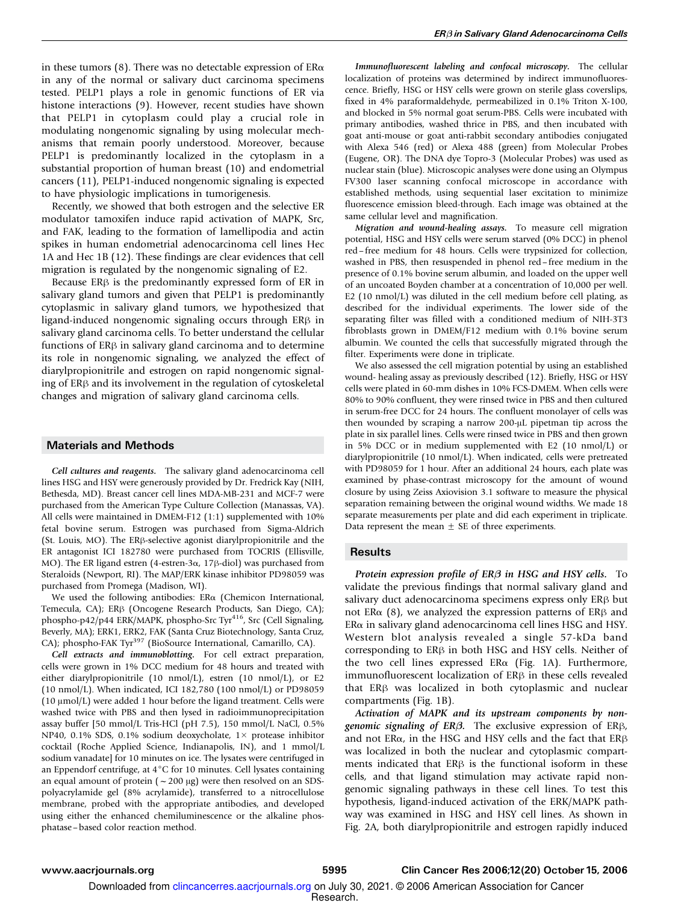in these tumors (8). There was no detectable expression of ERα in any of the normal or salivary duct carcinoma specimens tested. PELP1 plays a role in genomic functions of ER via histone interactions (9). However, recent studies have shown that PELP1 in cytoplasm could play a crucial role in modulating nongenomic signaling by using molecular mechanisms that remain poorly understood. Moreover, because PELP1 is predominantly localized in the cytoplasm in a substantial proportion of human breast (10) and endometrial cancers (11), PELP1-induced nongenomic signaling is expected to have physiologic implications in tumorigenesis.

Recently, we showed that both estrogen and the selective ER modulator tamoxifen induce rapid activation of MAPK, Src, and FAK, leading to the formation of lamellipodia and actin spikes in human endometrial adenocarcinoma cell lines Hec 1A and Hec 1B (12). These findings are clear evidences that cell migration is regulated by the nongenomic signaling of E2.

Because ERβ is the predominantly expressed form of ER in salivary gland tumors and given that PELP1 is predominantly cytoplasmic in salivary gland tumors, we hypothesized that ligand-induced nongenomic signaling occurs through ERβ in salivary gland carcinoma cells. To better understand the cellular functions of ERβ in salivary gland carcinoma and to determine its role in nongenomic signaling, we analyzed the effect of diarylpropionitrile and estrogen on rapid nongenomic signaling of ERβ and its involvement in the regulation of cytoskeletal changes and migration of salivary gland carcinoma cells.

## Materials and Methods

***Cell cultures and reagents.*** The salivary gland adenocarcinoma cell lines HSG and HSY were generously provided by Dr. Fredrick Kay (NIH, Bethesda, MD). Breast cancer cell lines MDA-MB-231 and MCF-7 were purchased from the American Type Culture Collection (Manassas, VA). All cells were maintained in DMEM-F12 (1:1) supplemented with 10% fetal bovine serum. Estrogen was purchased from Sigma-Aldrich (St. Louis, MO). The ERβ-selective agonist diarylpropionitrile and the ER antagonist ICI 182780 were purchased from TOCRIS (Ellisville, MO). The ER ligand estren (4-estren-3α, 17β-diol) was purchased from Steraloids (Newport, RI). The MAP/ERK kinase inhibitor PD98059 was purchased from Promega (Madison, WI).

We used the following antibodies: ERα (Chemicon International, Temecula, CA); ERβ (Oncogene Research Products, San Diego, CA); phospho-p42/p44 ERK/MAPK, phospho-Src Tyr[416], Src (Cell Signaling, Beverly, MA); ERK1, ERK2, FAK (Santa Cruz Biotechnology, Santa Cruz, CA); phospho-FAK Tyr[397] (BioSource International, Camarillo, CA).

***Cell extracts and immunoblotting.*** For cell extract preparation, cells were grown in 1% DCC medium for 48 hours and treated with either diarylpropionitrile (10 nmol/L), estren (10 nmol/L), or E2 (10 nmol/L). When indicated, ICI 182,780 (100 nmol/L) or PD98059 (10 μmol/L) were added 1 hour before the ligand treatment. Cells were washed twice with PBS and then lysed in radioimmunoprecipitation assay buffer [50 mmol/L Tris-HCl (pH 7.5), 150 mmol/L NaCl, 0.5% NP40, 0.1% SDS, 0.1% sodium deoxycholate, 1× protease inhibitor cocktail (Roche Applied Science, Indianapolis, IN), and 1 mmol/L sodium vanadate] for 10 minutes on ice. The lysates were centrifuged in an Eppendorf centrifuge, at 4°C for 10 minutes. Cell lysates containing an equal amount of protein (~200 μg) were then resolved on an SDS-polyacrylamide gel (8% acrylamide), transferred to a nitrocellulose membrane, probed with the appropriate antibodies, and developed using either the enhanced chemiluminescence or the alkaline phosphatase–based color reaction method.

***Immunofluorescent labeling and confocal microscopy.*** The cellular localization of proteins was determined by indirect immunofluorescence. Briefly, HSG or HSY cells were grown on sterile glass coverslips, fixed in 4% paraformaldehyde, permeabilized in 0.1% Triton X-100, and blocked in 5% normal goat serum-PBS. Cells were incubated with primary antibodies, washed thrice in PBS, and then incubated with goat anti-mouse or goat anti-rabbit secondary antibodies conjugated with Alexa 546 (red) or Alexa 488 (green) from Molecular Probes (Eugene, OR). The DNA dye Topro-3 (Molecular Probes) was used as nuclear stain (blue). Microscopic analyses were done using an Olympus FV300 laser scanning confocal microscope in accordance with established methods, using sequential laser excitation to minimize fluorescence emission bleed-through. Each image was obtained at the same cellular level and magnification.

***Migration and wound-healing assays.*** To measure cell migration potential, HSG and HSY cells were serum starved (0% DCC) in phenol red–free medium for 48 hours. Cells were trypsinized for collection, washed in PBS, then resuspended in phenol red–free medium in the presence of 0.1% bovine serum albumin, and loaded on the upper well of an uncoated Boyden chamber at a concentration of 10,000 per well. E2 (10 nmol/L) was diluted in the cell medium before cell plating, as described for the individual experiments. The lower side of the separating filter was filled with a conditioned medium of NIH-3T3 fibroblasts grown in DMEM/F12 medium with 0.1% bovine serum albumin. We counted the cells that successfully migrated through the filter. Experiments were done in triplicate.

We also assessed the cell migration potential by using an established wound- healing assay as previously described (12). Briefly, HSG or HSY cells were plated in 60-mm dishes in 10% FCS-DMEM. When cells were 80% to 90% confluent, they were rinsed twice in PBS and then cultured in serum-free DCC for 24 hours. The confluent monolayer of cells was then wounded by scraping a narrow 200-μL pipetman tip across the plate in six parallel lines. Cells were rinsed twice in PBS and then grown in 5% DCC or in medium supplemented with E2 (10 nmol/L) or diarylpropionitrile (10 nmol/L). When indicated, cells were pretreated with PD98059 for 1 hour. After an additional 24 hours, each plate was examined by phase-contrast microscopy for the amount of wound closure by using Zeiss Axiovision 3.1 software to measure the physical separation remaining between the original wound widths. We made 18 separate measurements per plate and did each experiment in triplicate. Data represent the mean ± SE of three experiments.

## Results

***Protein expression profile of ERβ in HSG and HSY cells.*** To validate the previous findings that normal salivary gland and salivary duct adenocarcinoma specimens express only ERβ but not ERα (8), we analyzed the expression patterns of ERβ and ERα in salivary gland adenocarcinoma cell lines HSG and HSY. Western blot analysis revealed a single 57-kDa band corresponding to ERβ in both HSG and HSY cells. Neither of the two cell lines expressed ERα (Fig. 1A). Furthermore, immunofluorescent localization of ERβ in these cells revealed that ERβ was localized in both cytoplasmic and nuclear compartments (Fig. 1B).

***Activation of MAPK and its upstream components by nongenomic signaling of ERβ.*** The exclusive expression of ERβ, and not ERα, in the HSG and HSY cells and the fact that ERβ was localized in both the nuclear and cytoplasmic compartments indicated that ERβ is the functional isoform in these cells, and that ligand stimulation may activate rapid nongenomic signaling pathways in these cell lines. To test this hypothesis, ligand-induced activation of the ERK/MAPK pathway was examined in HSG and HSY cell lines. As shown in Fig. 2A, both diarylpropionitrile and estrogen rapidly induced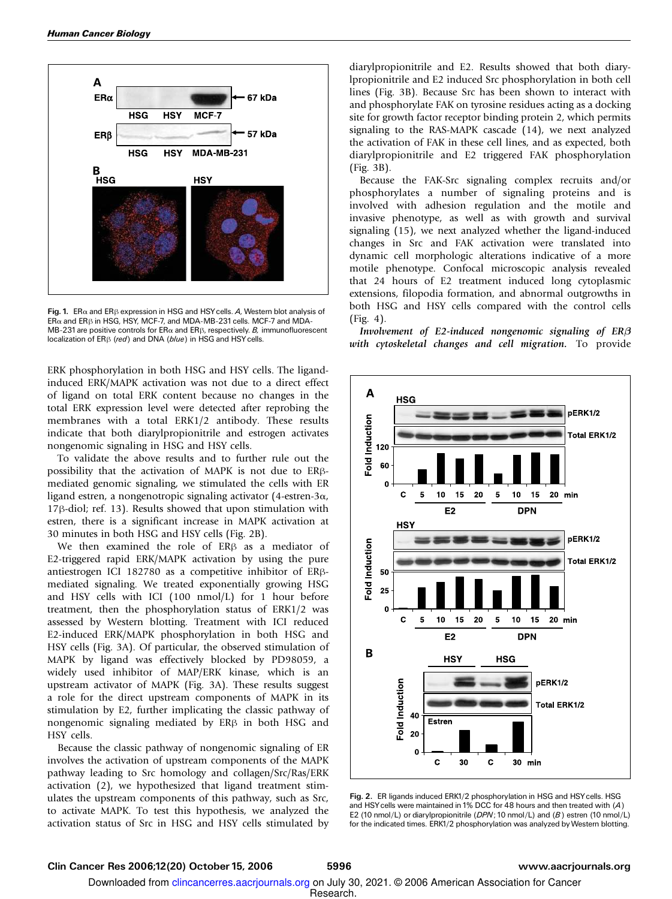Fig. 1. ERα and ERβ expression in HSG and HSY cells. *A*, Western blot analysis of ERα and ERβ in HSG, HSY, MCF-7, and MDA-MB-231 cells. MCF-7 and MDA-MB-231 are positive controls for ERα and ERβ, respectively. *B*, immunofluorescent localization of ERβ (*red*) and DNA (*blue*) in HSG and HSY cells.

ERK phosphorylation in both HSG and HSY cells. The ligand-induced ERK/MAPK activation was not due to a direct effect of ligand on total ERK content because no changes in the total ERK expression level were detected after reprobing the membranes with a total ERK1/2 antibody. These results indicate that both diarylpropionitrile and estrogen activates nongenomic signaling in HSG and HSY cells.

To validate the above results and to further rule out the possibility that the activation of MAPK is not due to ERβ-mediated genomic signaling, we stimulated the cells with ER ligand estren, a nongenotropic signaling activator (4-estren-3α, 17β-diol; ref. 13). Results showed that upon stimulation with estren, there is a significant increase in MAPK activation at 30 minutes in both HSG and HSY cells (Fig. 2B).

We then examined the role of ERβ as a mediator of E2-triggered rapid ERK/MAPK activation by using the pure antiestrogen ICI 182780 as a competitive inhibitor of ERβ-mediated signaling. We treated exponentially growing HSG and HSY cells with ICI (100 nmol/L) for 1 hour before treatment, then the phosphorylation status of ERK1/2 was assessed by Western blotting. Treatment with ICI reduced E2-induced ERK/MAPK phosphorylation in both HSG and HSY cells (Fig. 3A). Of particular, the observed stimulation of MAPK by ligand was effectively blocked by PD98059, a widely used inhibitor of MAP/ERK kinase, which is an upstream activator of MAPK (Fig. 3A). These results suggest a role for the direct upstream components of MAPK in its stimulation by E2, further implicating the classic pathway of nongenomic signaling mediated by ERβ in both HSG and HSY cells.

Because the classic pathway of nongenomic signaling of ER involves the activation of upstream components of the MAPK pathway leading to Src homology and collagen/Src/Ras/ERK activation (2), we hypothesized that ligand treatment stimulates the upstream components of this pathway, such as Src, to activate MAPK. To test this hypothesis, we analyzed the activation status of Src in HSG and HSY cells stimulated by diarylpropionitrile and E2. Results showed that both diarylpropionitrile and E2 induced Src phosphorylation in both cell lines (Fig. 3B). Because Src has been shown to interact with and phosphorylate FAK on tyrosine residues acting as a docking site for growth factor receptor binding protein 2, which permits signaling to the RAS-MAPK cascade (14), we next analyzed the activation of FAK in these cell lines, and as expected, both diarylpropionitrile and E2 triggered FAK phosphorylation (Fig. 3B).

Because the FAK-Src signaling complex recruits and/or phosphorylates a number of signaling proteins and is involved with adhesion regulation and the motile and invasive phenotype, as well as with growth and survival signaling (15), we next analyzed whether the ligand-induced changes in Src and FAK activation were translated into dynamic cell morphologic alterations indicative of a more motile phenotype. Confocal microscopic analysis revealed that 24 hours of E2 treatment induced long cytoplasmic extensions, filopodia formation, and abnormal outgrowths in both HSG and HSY cells compared with the control cells (Fig. 4).

***Involvement of E2-induced nongenomic signaling of ERβ with cytoskeletal changes and cell migration.*** To provide

Fig. 2. ER ligands induced ERK1/2 phosphorylation in HSG and HSY cells. HSG and HSY cells were maintained in 1% DCC for 48 hours and then treated with (*A*) E2 (10 nmol/L) or diarylpropionitrile (*DPN*; 10 nmol/L) and (*B*) estren (10 nmol/L) for the indicated times. ERK1/2 phosphorylation was analyzed by Western blotting.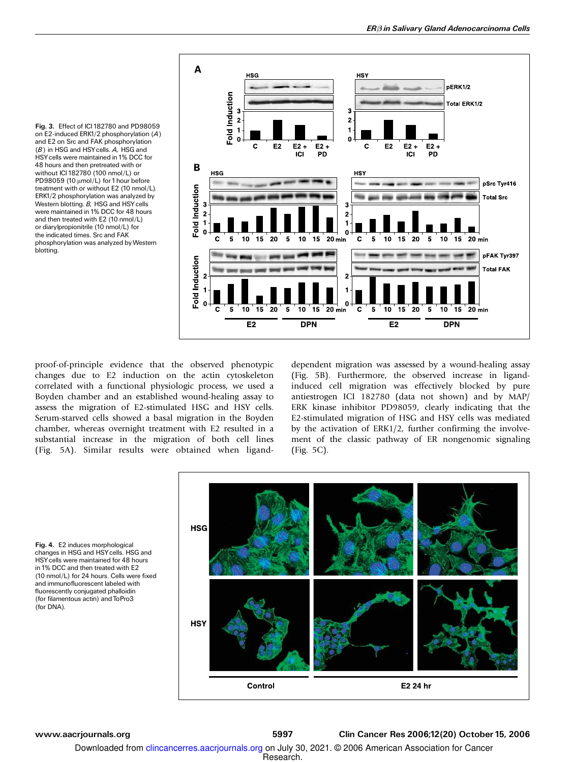Fig. 3. Effect of ICI 182780 and PD98059 on E2-induced ERK1/2 phosphorylation (*A*) and E2 on Src and FAK phosphorylation (*B*) in HSG and HSY cells. *A*, HSG and HSY cells were maintained in 1% DCC for 48 hours and then pretreated with or without ICI 182780 (100 nmol/L) or PD98059 (10 μmol/L) for 1 hour before treatment with or without E2 (10 nmol/L). ERK1/2 phosphorylation was analyzed by Western blotting. *B*, HSG and HSY cells were maintained in 1% DCC for 48 hours and then treated with E2 (10 nmol/L) or diarylpropionitrile (10 nmol/L) for the indicated times. Src and FAK phosphorylation was analyzed by Western blotting.

proof-of-principle evidence that the observed phenotypic changes due to E2 induction on the actin cytoskeleton correlated with a functional physiologic process, we used a Boyden chamber and an established wound-healing assay to assess the migration of E2-stimulated HSG and HSY cells. Serum-starved cells showed a basal migration in the Boyden chamber, whereas overnight treatment with E2 resulted in a substantial increase in the migration of both cell lines (Fig. 5A). Similar results were obtained when ligand-dependent migration was assessed by a wound-healing assay (Fig. 5B). Furthermore, the observed increase in ligand-induced cell migration was effectively blocked by pure antiestrogen ICI 182780 (data not shown) and by MAP/ERK kinase inhibitor PD98059, clearly indicating that the E2-stimulated migration of HSG and HSY cells was mediated by the activation of ERK1/2, further confirming the involvement of the classic pathway of ER nongenomic signaling (Fig. 5C).

Fig. 4. E2 induces morphological changes in HSG and HSY cells. HSG and HSY cells were maintained for 48 hours in 1% DCC and then treated with E2 (10 nmol/L) for 24 hours. Cells were fixed and immunofluorescent labeled with fluorescently conjugated phalloidin (for filamentous actin) and ToPro3 (for DNA).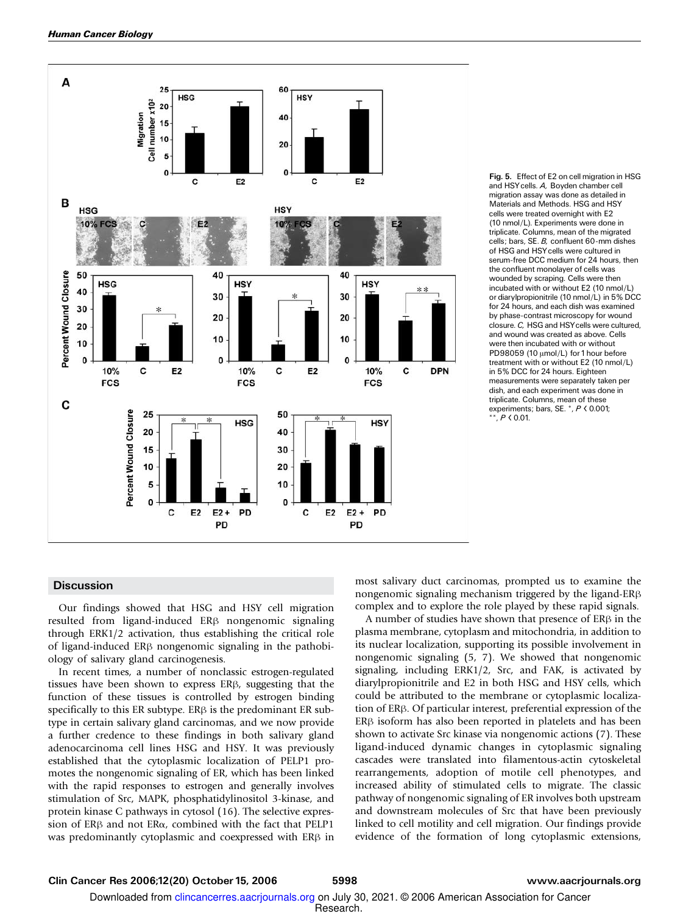**Fig. 5.** Effect of E2 on cell migration in HSG and HSY cells. *A,* Boyden chamber cell migration assay was done as detailed in Materials and Methods. HSG and HSY cells were treated overnight with E2 (10 nmol/L). Experiments were done in triplicate. Columns, mean of the migrated cells; bars, SE. *B,* confluent 60-mm dishes of HSG and HSY cells were cultured in serum-free DCC medium for 24 hours, then the confluent monolayer of cells was wounded by scraping. Cells were then incubated with or without E2 (10 nmol/L) or diarylpropionitrile (10 nmol/L) in 5% DCC for 24 hours, and each dish was examined by phase-contrast microscopy for wound closure. *C,* HSG and HSY cells were cultured, and wound was created as above. Cells were then incubated with or without PD98059 (10 μmol/L) for 1 hour before treatment with or without E2 (10 nmol/L) in 5% DCC for 24 hours. Eighteen measurements were separately taken per dish, and each experiment was done in triplicate. Columns, mean of these experiments; bars, SE. *, $P < 0.001$; **, $P < 0.01$.

## Discussion

Our findings showed that HSG and HSY cell migration resulted from ligand-induced ERβ nongenomic signaling through ERK1/2 activation, thus establishing the critical role of ligand-induced ERβ nongenomic signaling in the pathobiology of salivary gland carcinogenesis.

In recent times, a number of nonclassic estrogen-regulated tissues have been shown to express ERβ, suggesting that the function of these tissues is controlled by estrogen binding specifically to this ER subtype. ERβ is the predominant ER subtype in certain salivary gland carcinomas, and we now provide a further credence to these findings in both salivary gland adenocarcinoma cell lines HSG and HSY. It was previously established that the cytoplasmic localization of PELP1 promotes the nongenomic signaling of ER, which has been linked with the rapid responses to estrogen and generally involves stimulation of Src, MAPK, phosphatidylinositol 3-kinase, and protein kinase C pathways in cytosol (16). The selective expression of ERβ and not ERα, combined with the fact that PELP1 was predominantly cytoplasmic and coexpressed with ERβ in most salivary duct carcinomas, prompted us to examine the nongenomic signaling mechanism triggered by the ligand-ERβ complex and to explore the role played by these rapid signals.

A number of studies have shown that presence of ERβ in the plasma membrane, cytoplasm and mitochondria, in addition to its nuclear localization, supporting its possible involvement in nongenomic signaling (5, 7). We showed that nongenomic signaling, including ERK1/2, Src, and FAK, is activated by diarylpropionitrile and E2 in both HSG and HSY cells, which could be attributed to the membrane or cytoplasmic localization of ERβ. Of particular interest, preferential expression of the ERβ isoform has also been reported in platelets and has been shown to activate Src kinase via nongenomic actions (7). These ligand-induced dynamic changes in cytoplasmic signaling cascades were translated into filamentous-actin cytoskeletal rearrangements, adoption of motile cell phenotypes, and increased ability of stimulated cells to migrate. The classic pathway of nongenomic signaling of ER involves both upstream and downstream molecules of Src that have been previously linked to cell motility and cell migration. Our findings provide evidence of the formation of long cytoplasmic extensions,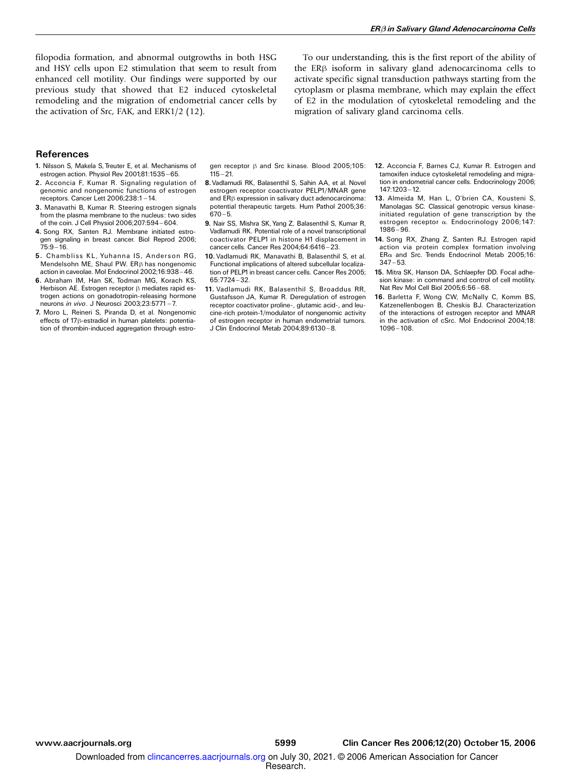filopodia formation, and abnormal outgrowths in both HSG and HSY cells upon E2 stimulation that seem to result from enhanced cell motility. Our findings were supported by our previous study that showed that E2 induced cytoskeletal remodeling and the migration of endometrial cancer cells by the activation of Src, FAK, and ERK1/2 (12).

To our understanding, this is the first report of the ability of the ERβ isoform in salivary gland adenocarcinoma cells to activate specific signal transduction pathways starting from the cytoplasm or plasma membrane, which may explain the effect of E2 in the modulation of cytoskeletal remodeling and the migration of salivary gland carcinoma cells.

## References

1. Nilsson S, Makela S, Treuter E, et al. Mechanisms of estrogen action. Physiol Rev 2001;81:1535–65.
2. Acconcia F, Kumar R. Signaling regulation of genomic and nongenomic functions of estrogen receptors. Cancer Lett 2006;238:1–14.
3. Manavathi B, Kumar R. Steering estrogen signals from the plasma membrane to the nucleus: two sides of the coin. J Cell Physiol 2006;207:594–604.
4. Song RX, Santen RJ. Membrane initiated estrogen signaling in breast cancer. Biol Reprod 2006; 75:9–16.
5. Chambliss KL, Yuhanna IS, Anderson RG, Mendelsohn ME, Shaul PW. ERβ has nongenomic action in caveolae. Mol Endocrinol 2002;16:938–46.
6. Abraham IM, Han SK, Todman MG, Korach KS, Herbison AE. Estrogen receptor β mediates rapid estrogen actions on gonadotropin-releasing hormone neurons *in vivo*. J Neurosci 2003;23:5771–7.
7. Moro L, Reineri S, Piranda D, et al. Nongenomic effects of 17β-estradiol in human platelets: potentiation of thrombin-induced aggregation through estrogen receptor β and Src kinase. Blood 2005;105: 115–21.
8. Vadlamudi RK, Balasenthil S, Sahin AA, et al. Novel estrogen receptor coactivator PELP1/MNAR gene and ERβ expression in salivary duct adenocarcinoma: potential therapeutic targets. Hum Pathol 2005;36: 670–5.
9. Nair SS, Mishra SK, Yang Z, Balasenthil S, Kumar R, Vadlamudi RK. Potential role of a novel transcriptional coactivator PELP1 in histone H1 displacement in cancer cells. Cancer Res 2004;64:6416–23.
10. Vadlamudi RK, Manavathi B, Balasenthil S, et al. Functional implications of altered subcellular localization of PELP1 in breast cancer cells. Cancer Res 2005; 65:7724–32.
11. Vadlamudi RK, Balasenthil S, Broaddus RR, Gustafsson JA, Kumar R. Deregulation of estrogen receptor coactivator proline-, glutamic acid-, and leucine-rich protein-1/modulator of nongenomic activity of estrogen receptor in human endometrial tumors. J Clin Endocrinol Metab 2004;89:6130–8.
12. Acconcia F, Barnes CJ, Kumar R. Estrogen and tamoxifen induce cytoskeletal remodeling and migration in endometrial cancer cells. Endocrinology 2006; 147:1203–12.
13. Almeida M, Han L, O'brien CA, Kousteni S, Manolagas SC. Classical genotropic versus kinase-initiated regulation of gene transcription by the estrogen receptor α. Endocrinology 2006;147: 1986–96.
14. Song RX, Zhang Z, Santen RJ. Estrogen rapid action via protein complex formation involving ERα and Src. Trends Endocrinol Metab 2005;16: 347–53.
15. Mitra SK, Hanson DA, Schlaepfer DD. Focal adhesion kinase: in command and control of cell motility. Nat Rev Mol Cell Biol 2005;6:56–68.
16. Barletta F, Wong CW, McNally C, Komm BS, Katzenellenbogen B, Cheskis BJ. Characterization of the interactions of estrogen receptor and MNAR in the activation of cSrc. Mol Endocrinol 2004;18: 1096–108.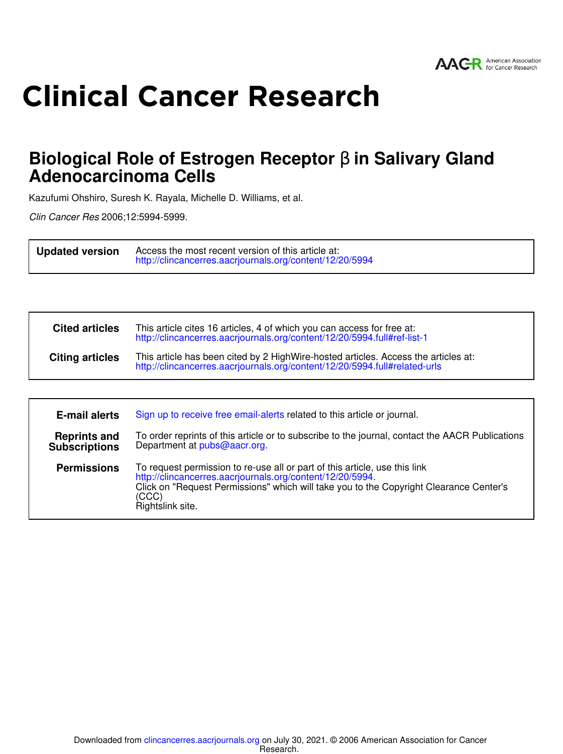# Clinical Cancer Research

## Biological Role of Estrogen Receptor β in Salivary Gland Adenocarcinoma Cells

Kazufumi Ohshiro, Suresh K. Rayala, Michelle D. Williams, et al.

*Clin Cancer Res* 2006;12:5994-5999.

| | |
|---|---|
| **Updated version** | Access the most recent version of this article at: http://clincancerres.aacrjournals.org/content/12/20/5994 |

| | |
|---|---|
| **Cited articles** | This article cites 16 articles, 4 of which you can access for free at: http://clincancerres.aacrjournals.org/content/12/20/5994.full#ref-list-1 |
| **Citing articles** | This article has been cited by 2 HighWire-hosted articles. Access the articles at: http://clincancerres.aacrjournals.org/content/12/20/5994.full#related-urls |

| | |
|---|---|
| **E-mail alerts** | Sign up to receive free email-alerts related to this article or journal. |
| **Reprints and Subscriptions** | To order reprints of this article or to subscribe to the journal, contact the AACR Publications Department at pubs@aacr.org. |
| **Permissions** | To request permission to re-use all or part of this article, use this link http://clincancerres.aacrjournals.org/content/12/20/5994. Click on "Request Permissions" which will take you to the Copyright Clearance Center's (CCC) Rightslink site. |

Downloaded from clincancerres.aacrjournals.org on July 30, 2021. © 2006 American Association for Cancer Research.